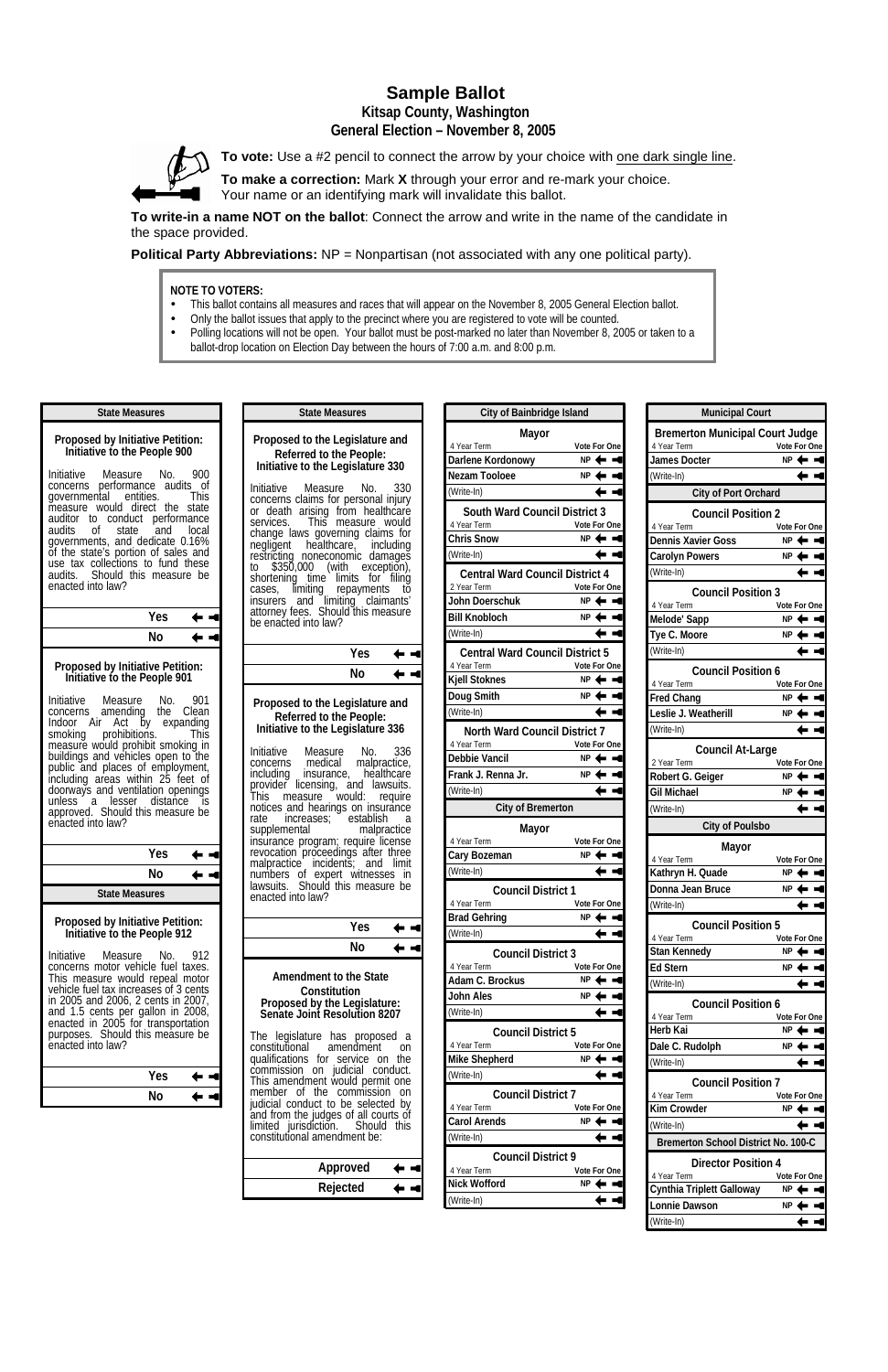# Sample Ballot

**Kitsap County, Washington**

**General Election – November 8, 2005**

**To vote:** Use a #2 pencil to connect the arrow by your choice with one dark single line.

**To make a correction:** Mark **X** through your error and re-mark your choice. Your name or an identifying mark will invalidate this ballot.

**To write-in a name NOT on the ballot**: Connect the arrow and write in the name of the candidate in the space provided.

**Political Party Abbreviations:** NP = Nonpartisan (not associated with any one political party).

**NOTE TO VOTERS:**

- This ballot contains all measures and races that will appear on the November 8, 2005 General Election ballot.
- Only the ballot issues that apply to the precinct where you are registered to vote will be counted.
- Polling locations will not be open. Your ballot must be post-marked no later than November 8, 2005 or taken to a ballot-drop location on Election Day between the hours of 7:00 a.m. and 8:00 p.m.

## State Measures

### Proposed by Initiative Petition: Initiative to the People 900

Initiative Measure No. 900 concerns performance audits of governmental entities. This measure would direct the state auditor to conduct performance audits of state and local governments, and dedicate 0.16% of the state's portion of sales and use tax collections to fund these audits. Should this measure be enacted into law?

- Yes
- No

### Proposed by Initiative Petition: Initiative to the People 901

Initiative Measure No. 901 concerns amending the Clean Indoor Air Act by expanding smoking prohibitions. This measure would prohibit smoking in buildings and vehicles open to the public and places of employment, including areas within 25 feet of doorways and ventilation openings unless a lesser distance is approved. Should this measure be enacted into law?

- Yes
- No

## State Measures

### Proposed by Initiative Petition: Initiative to the People 912

Initiative Measure No. 912 concerns motor vehicle fuel taxes. This measure would repeal motor vehicle fuel tax increases of 3 cents in 2005 and 2006, 2 cents in 2007, and 1.5 cents per gallon in 2008, enacted in 2005 for transportation purposes. Should this measure be enacted into law?

- Yes
- No

## State Measures

### Proposed to the Legislature and Referred to the People: Initiative to the Legislature 330

Initiative Measure No. 330 concerns claims for personal injury or death arising from healthcare services. This measure would change laws governing claims for negligent healthcare, including restricting noneconomic damages to $350,000 (with exception), shortening time limits for filing cases, limiting repayments to insurers and limiting claimants' attorney fees. Should this measure be enacted into law?

- Yes
- No

### Proposed to the Legislature and Referred to the People: Initiative to the Legislature 336

Initiative Measure No. 336 concerns medical malpractice, including insurance, healthcare provider licensing, and lawsuits. This measure would: require notices and hearings on insurance rate increases; establish a supplemental malpractice insurance program; require license revocation proceedings after three malpractice incidents; and limit numbers of expert witnesses in lawsuits. Should this measure be enacted into law?

- Yes
- No

### Amendment to the State Constitution Proposed by the Legislature: Senate Joint Resolution 8207

The legislature has proposed a constitutional amendment on qualifications for service on the commission on judicial conduct. This amendment would permit one member of the commission on judicial conduct to be selected by and from the judges of all courts of limited jurisdiction. Should this constitutional amendment be:

- Approved
- Rejected

## City of Bainbridge Island

### Mayor

4 Year Term — Vote For One

| Candidate | Party |
|---|---|
| Darlene Kordonowy | NP |
| Nezam Tooloee | NP |
| (Write-In) | |

### South Ward Council District 3

4 Year Term — Vote For One

| Candidate | Party |
|---|---|
| Chris Snow | NP |
| (Write-In) | |

### Central Ward Council District 4

2 Year Term — Vote For One

| Candidate | Party |
|---|---|
| John Doerschuk | NP |
| Bill Knobloch | NP |
| (Write-In) | |

### Central Ward Council District 5

4 Year Term — Vote For One

| Candidate | Party |
|---|---|
| Kjell Stoknes | NP |
| Doug Smith | NP |
| (Write-In) | |

### North Ward Council District 7

4 Year Term — Vote For One

| Candidate | Party |
|---|---|
| Debbie Vancil | NP |
| Frank J. Renna Jr. | NP |
| (Write-In) | |

## City of Bremerton

### Mayor

4 Year Term — Vote For One

| Candidate | Party |
|---|---|
| Cary Bozeman | NP |
| (Write-In) | |

### Council District 1

4 Year Term — Vote For One

| Candidate | Party |
|---|---|
| Brad Gehring | NP |
| (Write-In) | |

### Council District 3

4 Year Term — Vote For One

| Candidate | Party |
|---|---|
| Adam C. Brockus | NP |
| John Ales | NP |
| (Write-In) | |

### Council District 5

4 Year Term — Vote For One

| Candidate | Party |
|---|---|
| Mike Shepherd | NP |
| (Write-In) | |

### Council District 7

4 Year Term — Vote For One

| Candidate | Party |
|---|---|
| Carol Arends | NP |
| (Write-In) | |

### Council District 9

4 Year Term — Vote For One

| Candidate | Party |
|---|---|
| Nick Wofford | NP |
| (Write-In) | |

## Municipal Court

### Bremerton Municipal Court Judge

4 Year Term — Vote For One

| Candidate | Party |
|---|---|
| James Docter | NP |
| (Write-In) | |

## City of Port Orchard

### Council Position 2

4 Year Term — Vote For One

| Candidate | Party |
|---|---|
| Dennis Xavier Goss | NP |
| Carolyn Powers | NP |
| (Write-In) | |

### Council Position 3

4 Year Term — Vote For One

| Candidate | Party |
|---|---|
| Melode' Sapp | NP |
| Tye C. Moore | NP |
| (Write-In) | |

### Council Position 6

4 Year Term — Vote For One

| Candidate | Party |
|---|---|
| Fred Chang | NP |
| Leslie J. Weatherill | NP |
| (Write-In) | |

### Council At-Large

2 Year Term — Vote For One

| Candidate | Party |
|---|---|
| Robert G. Geiger | NP |
| Gil Michael | NP |
| (Write-In) | |

## City of Poulsbo

### Mayor

4 Year Term — Vote For One

| Candidate | Party |
|---|---|
| Kathryn H. Quade | NP |
| Donna Jean Bruce | NP |
| (Write-In) | |

### Council Position 5

4 Year Term — Vote For One

| Candidate | Party |
|---|---|
| Stan Kennedy | NP |
| Ed Stern | NP |
| (Write-In) | |

### Council Position 6

4 Year Term — Vote For One

| Candidate | Party |
|---|---|
| Herb Kai | NP |
| Dale C. Rudolph | NP |
| (Write-In) | |

### Council Position 7

4 Year Term — Vote For One

| Candidate | Party |
|---|---|
| Kim Crowder | NP |
| (Write-In) | |

## Bremerton School District No. 100-C

### Director Position 4

4 Year Term — Vote For One

| Candidate | Party |
|---|---|
| Cynthia Triplett Galloway | NP |
| Lonnie Dawson | NP |
| (Write-In) | |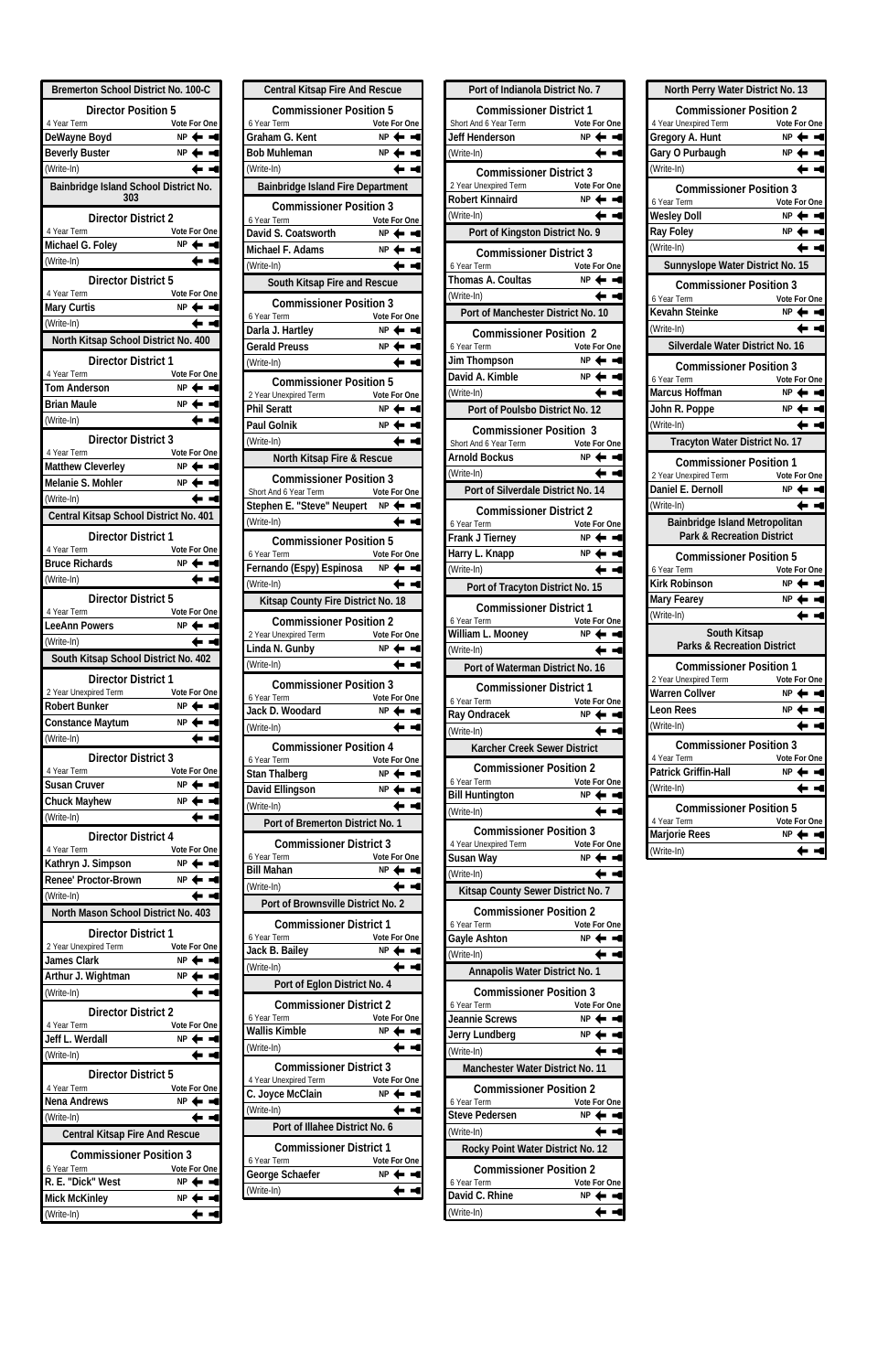## Bremerton School District No. 100-C

### Director Position 5

4 Year Term — Vote For One

- DeWayne Boyd NP
- Beverly Buster NP
- (Write-In)

## Bainbridge Island School District No. 303

### Director District 2

4 Year Term — Vote For One

- Michael G. Foley NP
- (Write-In)

### Director District 5

4 Year Term — Vote For One

- Mary Curtis NP
- (Write-In)

## North Kitsap School District No. 400

### Director District 1

4 Year Term — Vote For One

- Tom Anderson NP
- Brian Maule NP
- (Write-In)

### Director District 3

4 Year Term — Vote For One

- Matthew Cleverley NP
- Melanie S. Mohler NP
- (Write-In)

## Central Kitsap School District No. 401

### Director District 1

4 Year Term — Vote For One

- Bruce Richards NP
- (Write-In)

### Director District 5

4 Year Term — Vote For One

- LeeAnn Powers NP
- (Write-In)

## South Kitsap School District No. 402

### Director District 1

2 Year Unexpired Term — Vote For One

- Robert Bunker NP
- Constance Maytum NP
- (Write-In)

### Director District 3

4 Year Term — Vote For One

- Susan Cruver NP
- Chuck Mayhew NP
- (Write-In)

### Director District 4

4 Year Term — Vote For One

- Kathryn J. Simpson NP
- Renee' Proctor-Brown NP
- (Write-In)

## North Mason School District No. 403

### Director District 1

2 Year Unexpired Term — Vote For One

- James Clark NP
- Arthur J. Wightman NP
- (Write-In)

### Director District 2

4 Year Term — Vote For One

- Jeff L. Werdall NP
- (Write-In)

### Director District 5

4 Year Term — Vote For One

- Nena Andrews NP
- (Write-In)

## Central Kitsap Fire And Rescue

### Commissioner Position 3

6 Year Term — Vote For One

- R. E. "Dick" West NP
- Mick McKinley NP
- (Write-In)

## Central Kitsap Fire And Rescue

### Commissioner Position 5

6 Year Term — Vote For One

- Graham G. Kent NP
- Bob Muhleman NP
- (Write-In)

## Bainbridge Island Fire Department

### Commissioner Position 3

6 Year Term — Vote For One

- David S. Coatsworth NP
- Michael F. Adams NP
- (Write-In)

## South Kitsap Fire and Rescue

### Commissioner Position 3

6 Year Term — Vote For One

- Darla J. Hartley NP
- Gerald Preuss NP
- (Write-In)

### Commissioner Position 5

2 Year Unexpired Term — Vote For One

- Phil Seratt NP
- Paul Golnik NP
- (Write-In)

## North Kitsap Fire & Rescue

### Commissioner Position 3

Short And 6 Year Term — Vote For One

- Stephen E. "Steve" Neupert NP
- (Write-In)

### Commissioner Position 5

6 Year Term — Vote For One

- Fernando (Espy) Espinosa NP
- (Write-In)

## Kitsap County Fire District No. 18

### Commissioner Position 2

2 Year Unexpired Term — Vote For One

- Linda N. Gunby NP
- (Write-In)

### Commissioner Position 3

6 Year Term — Vote For One

- Jack D. Woodard NP
- (Write-In)

### Commissioner Position 4

6 Year Term — Vote For One

- Stan Thalberg NP
- David Ellingson NP
- (Write-In)

## Port of Bremerton District No. 1

### Commissioner District 3

6 Year Term — Vote For One

- Bill Mahan NP
- (Write-In)

## Port of Brownsville District No. 2

### Commissioner District 1

6 Year Term — Vote For One

- Jack B. Bailey NP
- (Write-In)

## Port of Eglon District No. 4

### Commissioner District 2

6 Year Term — Vote For One

- Wallis Kimble NP
- (Write-In)

### Commissioner District 3

4 Year Unexpired Term — Vote For One

- C. Joyce McClain NP
- (Write-In)

## Port of Illahee District No. 6

### Commissioner District 1

6 Year Term — Vote For One

- George Schaefer NP
- (Write-In)

## Port of Indianola District No. 7

### Commissioner District 1

Short And 6 Year Term — Vote For One

- Jeff Henderson NP
- (Write-In)

### Commissioner District 3

2 Year Unexpired Term — Vote For One

- Robert Kinnaird NP
- (Write-In)

## Port of Kingston District No. 9

### Commissioner District 3

6 Year Term — Vote For One

- Thomas A. Coultas NP
- (Write-In)

## Port of Manchester District No. 10

### Commissioner Position 2

6 Year Term — Vote For One

- Jim Thompson NP
- David A. Kimble NP
- (Write-In)

## Port of Poulsbo District No. 12

### Commissioner Position 3

6 Year Term — Vote For One

- Arnold Bockus NP
- (Write-In)

## Port of Silverdale District No. 14

### Commissioner District 2

6 Year Term — Vote For One

- Frank J Tierney NP
- Harry L. Knapp NP
- (Write-In)

## Port of Tracyton District No. 15

### Commissioner District 1

6 Year Term — Vote For One

- William L. Mooney NP
- (Write-In)

## Port of Waterman District No. 16

### Commissioner District 1

6 Year Term — Vote For One

- Ray Ondracek NP
- (Write-In)

## Karcher Creek Sewer District

### Commissioner Position 2

6 Year Term — Vote For One

- Bill Huntington NP
- (Write-In)

### Commissioner Position 3

4 Year Unexpired Term — Vote For One

- Susan Way NP
- (Write-In)

## Kitsap County Sewer District No. 7

### Commissioner Position 2

6 Year Term — Vote For One

- Gayle Ashton NP
- (Write-In)

## Annapolis Water District No. 1

### Commissioner Position 3

6 Year Term — Vote For One

- Jeannie Screws NP
- Jerry Lundberg NP
- (Write-In)

## Manchester Water District No. 11

### Commissioner Position 2

6 Year Term — Vote For One

- Steve Pedersen NP
- (Write-In)

## Rocky Point Water District No. 12

### Commissioner Position 2

6 Year Term — Vote For One

- David C. Rhine NP
- (Write-In)

## North Perry Water District No. 13

### Commissioner Position 2

4 Year Unexpired Term — Vote For One

- Gregory A. Hunt NP
- Gary O Purbaugh NP
- (Write-In)

### Commissioner Position 3

6 Year Term — Vote For One

- Wesley Doll NP
- Ray Foley NP
- (Write-In)

## Sunnyslope Water District No. 15

### Commissioner Position 3

6 Year Term — Vote For One

- Kevahn Steinke NP
- (Write-In)

## Silverdale Water District No. 16

### Commissioner Position 3

6 Year Term — Vote For One

- Marcus Hoffman NP
- John R. Poppe NP
- (Write-In)

## Tracyton Water District No. 17

### Commissioner Position 1

2 Year Unexpired Term — Vote For One

- Daniel E. Dernoll NP
- (Write-In)

## Bainbridge Island Metropolitan Park & Recreation District

### Commissioner Position 5

6 Year Term — Vote For One

- Kirk Robinson NP
- Mary Fearey NP
- (Write-In)

## South Kitsap Parks & Recreation District

### Commissioner Position 1

2 Year Unexpired Term — Vote For One

- Warren Collver NP
- Leon Rees NP
- (Write-In)

### Commissioner Position 3

4 Year Term — Vote For One

- Patrick Griffin-Hall NP
- (Write-In)

### Commissioner Position 5

4 Year Term — Vote For One

- Marjorie Rees NP
- (Write-In)